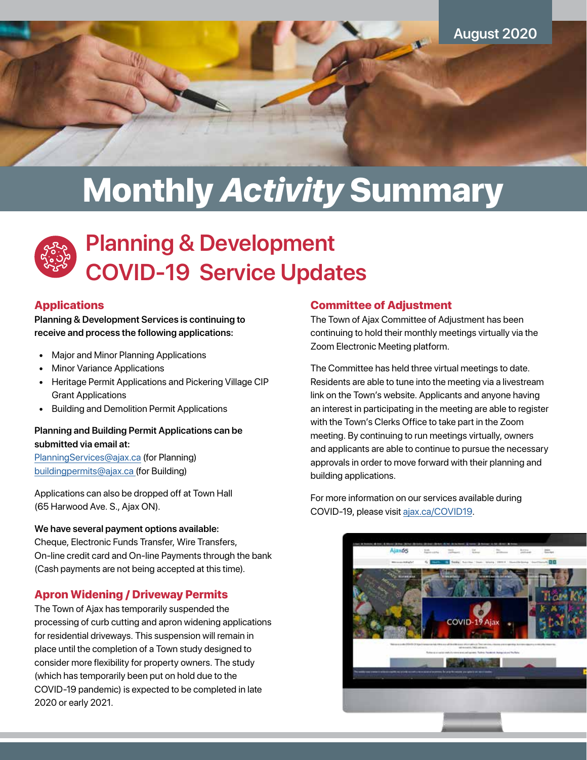August 2020

# Monthly *Activity* Summary

## Planning & Development COVID-19 Service Updates

### Applications

**Planning & Development Services is continuing to receive and process the following applications:**

- Major and Minor Planning Applications
- Minor Variance Applications
- Heritage Permit Applications and Pickering Village CIP Grant Applications
- Building and Demolition Permit Applications

**Planning and Building Permit Applications can be submitted via email at:**
PlanningServices@ajax.ca (for Planning)
buildingpermits@ajax.ca (for Building)

Applications can also be dropped off at Town Hall (65 Harwood Ave. S., Ajax ON).

**We have several payment options available:**
Cheque, Electronic Funds Transfer, Wire Transfers, On-line credit card and On-line Payments through the bank (Cash payments are not being accepted at this time).

### Apron Widening / Driveway Permits

The Town of Ajax has temporarily suspended the processing of curb cutting and apron widening applications for residential driveways. This suspension will remain in place until the completion of a Town study designed to consider more flexibility for property owners. The study (which has temporarily been put on hold due to the COVID-19 pandemic) is expected to be completed in late 2020 or early 2021.

### Committee of Adjustment

The Town of Ajax Committee of Adjustment has been continuing to hold their monthly meetings virtually via the Zoom Electronic Meeting platform.

The Committee has held three virtual meetings to date. Residents are able to tune into the meeting via a livestream link on the Town's website. Applicants and anyone having an interest in participating in the meeting are able to register with the Town's Clerks Office to take part in the Zoom meeting. By continuing to run meetings virtually, owners and applicants are able to continue to pursue the necessary approvals in order to move forward with their planning and building applications.

For more information on our services available during COVID-19, please visit ajax.ca/COVID19.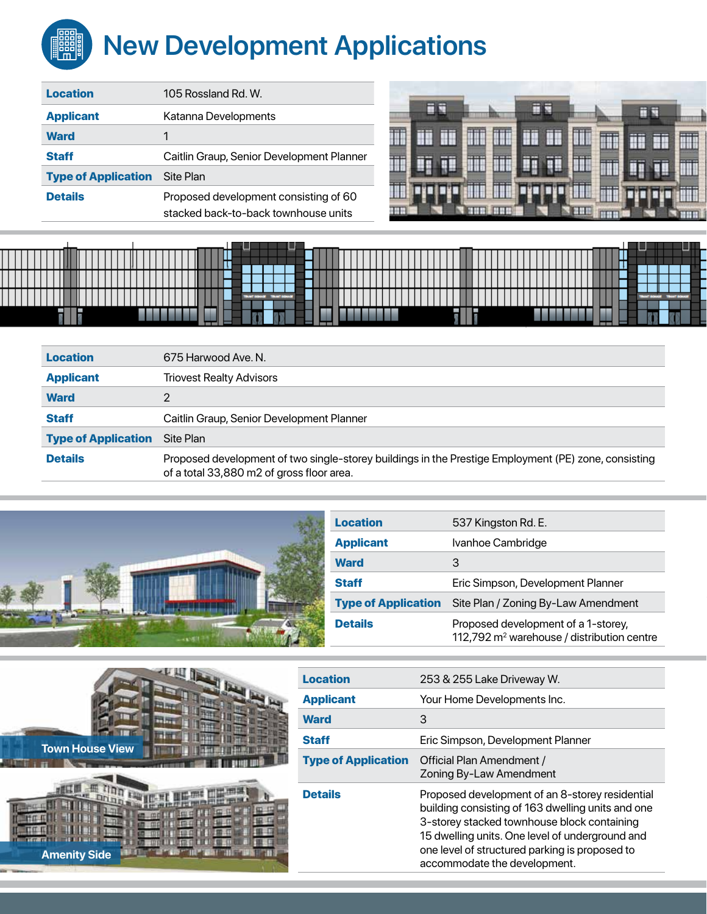# New Development Applications

| Location | 105 Rossland Rd. W. |
|---|---|
| Applicant | Katanna Developments |
| Ward | 1 |
| Staff | Caitlin Graup, Senior Development Planner |
| Type of Application | Site Plan |
| Details | Proposed development consisting of 60 stacked back-to-back townhouse units |

| Location | 675 Harwood Ave. N. |
|---|---|
| Applicant | Triovest Realty Advisors |
| Ward | 2 |
| Staff | Caitlin Graup, Senior Development Planner |
| Type of Application | Site Plan |
| Details | Proposed development of two single-storey buildings in the Prestige Employment (PE) zone, consisting of a total 33,880 m2 of gross floor area. |

| Location | 537 Kingston Rd. E. |
|---|---|
| Applicant | Ivanhoe Cambridge |
| Ward | 3 |
| Staff | Eric Simpson, Development Planner |
| Type of Application | Site Plan / Zoning By-Law Amendment |
| Details | Proposed development of a 1-storey, 112,792 $m^2$ warehouse / distribution centre |

Town House View

Amenity Side

| Location | 253 & 255 Lake Driveway W. |
|---|---|
| Applicant | Your Home Developments Inc. |
| Ward | 3 |
| Staff | Eric Simpson, Development Planner |
| Type of Application | Official Plan Amendment / Zoning By-Law Amendment |
| Details | Proposed development of an 8-storey residential building consisting of 163 dwelling units and one 3-storey stacked townhouse block containing 15 dwelling units. One level of underground and one level of structured parking is proposed to accommodate the development. |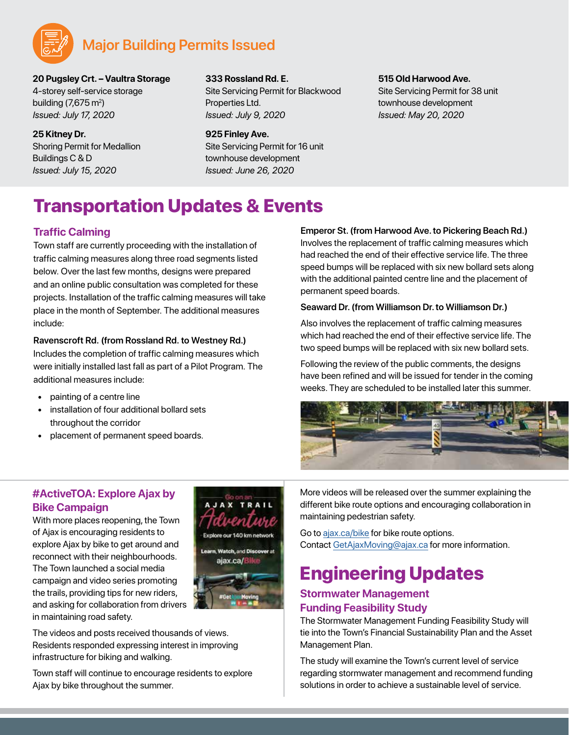## Major Building Permits Issued

**20 Pugsley Crt. – Vaultra Storage**
4-storey self-service storage building (7,675 $m^2$)
*Issued: July 17, 2020*

**25 Kitney Dr.**
Shoring Permit for Medallion Buildings C & D
*Issued: July 15, 2020*

**333 Rossland Rd. E.**
Site Servicing Permit for Blackwood Properties Ltd.
*Issued: July 9, 2020*

**925 Finley Ave.**
Site Servicing Permit for 16 unit townhouse development
*Issued: June 26, 2020*

**515 Old Harwood Ave.**
Site Servicing Permit for 38 unit townhouse development
*Issued: May 20, 2020*

# Transportation Updates & Events

### Traffic Calming

Town staff are currently proceeding with the installation of traffic calming measures along three road segments listed below. Over the last few months, designs were prepared and an online public consultation was completed for these projects. Installation of the traffic calming measures will take place in the month of September. The additional measures include:

**Ravenscroft Rd. (from Rossland Rd. to Westney Rd.)**
Includes the completion of traffic calming measures which were initially installed last fall as part of a Pilot Program. The additional measures include:

- painting of a centre line
- installation of four additional bollard sets throughout the corridor
- placement of permanent speed boards.

**Emperor St. (from Harwood Ave. to Pickering Beach Rd.)**
Involves the replacement of traffic calming measures which had reached the end of their effective service life. The three speed bumps will be replaced with six new bollard sets along with the additional painted centre line and the placement of permanent speed boards.

**Seaward Dr. (from Williamson Dr. to Williamson Dr.)**

Also involves the replacement of traffic calming measures which had reached the end of their effective service life. The two speed bumps will be replaced with six new bollard sets.

Following the review of the public comments, the designs have been refined and will be issued for tender in the coming weeks. They are scheduled to be installed later this summer.

### #ActiveTOA: Explore Ajax by Bike Campaign

With more places reopening, the Town of Ajax is encouraging residents to explore Ajax by bike to get around and reconnect with their neighbourhoods. The Town launched a social media campaign and video series promoting the trails, providing tips for new riders, and asking for collaboration from drivers in maintaining road safety.

The videos and posts received thousands of views. Residents responded expressing interest in improving infrastructure for biking and walking.

Town staff will continue to encourage residents to explore Ajax by bike throughout the summer.

More videos will be released over the summer explaining the different bike route options and encouraging collaboration in maintaining pedestrian safety.

Go to ajax.ca/bike for bike route options.
Contact GetAjaxMoving@ajax.ca for more information.

# Engineering Updates

### Stormwater Management Funding Feasibility Study

The Stormwater Management Funding Feasibility Study will tie into the Town's Financial Sustainability Plan and the Asset Management Plan.

The study will examine the Town's current level of service regarding stormwater management and recommend funding solutions in order to achieve a sustainable level of service.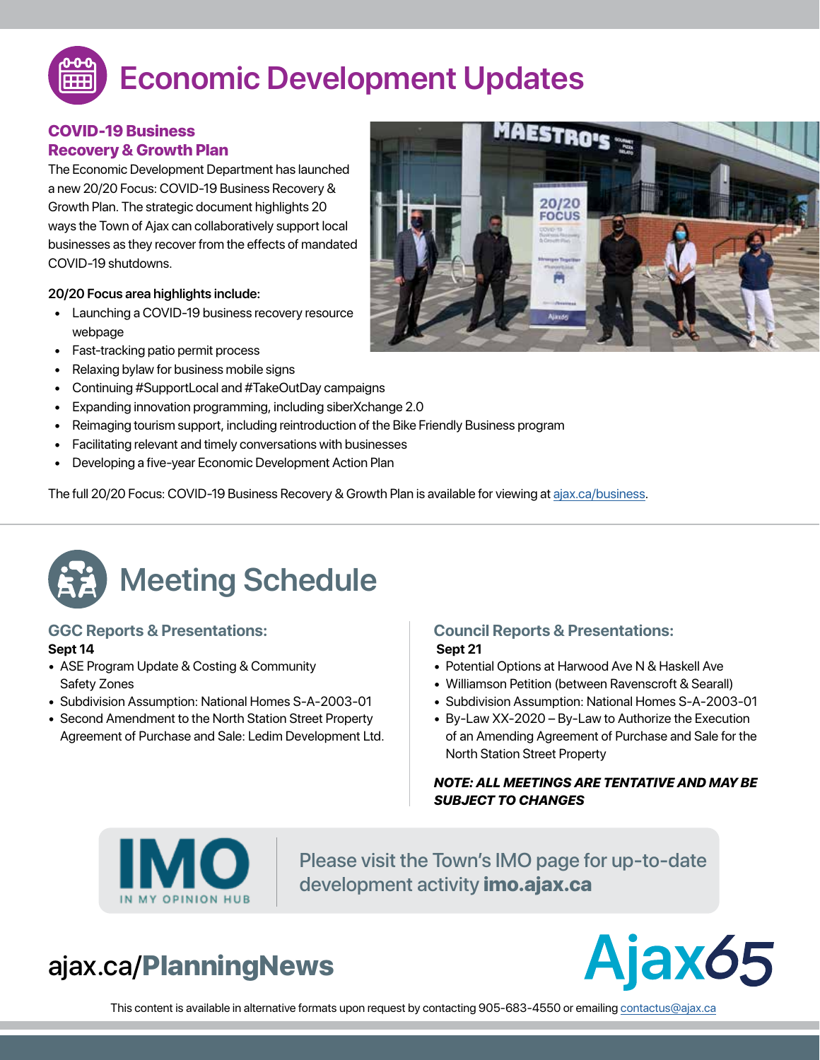# Economic Development Updates

### COVID-19 Business Recovery & Growth Plan

The Economic Development Department has launched a new 20/20 Focus: COVID-19 Business Recovery & Growth Plan. The strategic document highlights 20 ways the Town of Ajax can collaboratively support local businesses as they recover from the effects of mandated COVID-19 shutdowns.

**20/20 Focus area highlights include:**

- Launching a COVID-19 business recovery resource webpage
- Fast-tracking patio permit process
- Relaxing bylaw for business mobile signs
- Continuing #SupportLocal and #TakeOutDay campaigns
- Expanding innovation programming, including siberXchange 2.0
- Reimaging tourism support, including reintroduction of the Bike Friendly Business program
- Facilitating relevant and timely conversations with businesses
- Developing a five-year Economic Development Action Plan

The full 20/20 Focus: COVID-19 Business Recovery & Growth Plan is available for viewing at ajax.ca/business.

# Meeting Schedule

### GGC Reports & Presentations:

**Sept 14**

- ASE Program Update & Costing & Community Safety Zones
- Subdivision Assumption: National Homes S-A-2003-01
- Second Amendment to the North Station Street Property Agreement of Purchase and Sale: Ledim Development Ltd.

### Council Reports & Presentations:

**Sept 21**

- Potential Options at Harwood Ave N & Haskell Ave
- Williamson Petition (between Ravenscroft & Searall)
- Subdivision Assumption: National Homes S-A-2003-01
- By-Law XX-2020 – By-Law to Authorize the Execution of an Amending Agreement of Purchase and Sale for the North Station Street Property

***NOTE: ALL MEETINGS ARE TENTATIVE AND MAY BE SUBJECT TO CHANGES***

IMO IN MY OPINION HUB

Please visit the Town's IMO page for up-to-date development activity **imo.ajax.ca**

## ajax.ca/PlanningNews

Ajax65

This content is available in alternative formats upon request by contacting 905-683-4550 or emailing contactus@ajax.ca